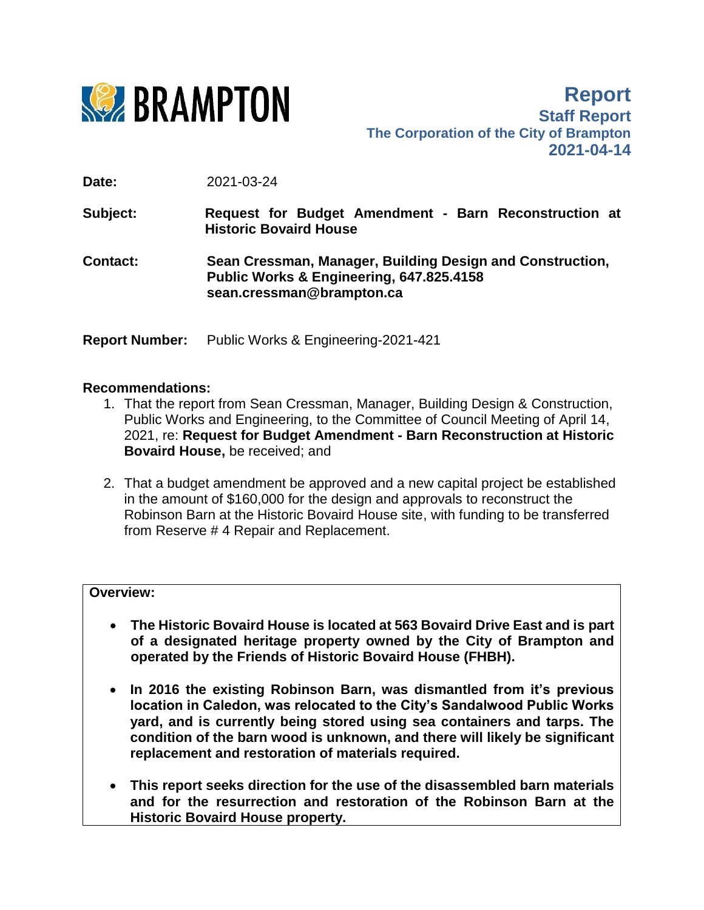BRAMPTON

# Report

**Staff Report**

**The Corporation of the City of Brampton**

**2021-04-14**

**Date:** 2021-03-24

**Subject:** **Request for Budget Amendment - Barn Reconstruction at Historic Bovaird House**

**Contact:** **Sean Cressman, Manager, Building Design and Construction, Public Works & Engineering, 647.825.4158 sean.cressman@brampton.ca**

**Report Number:** Public Works & Engineering-2021-421

## Recommendations:

1. That the report from Sean Cressman, Manager, Building Design & Construction, Public Works and Engineering, to the Committee of Council Meeting of April 14, 2021, re: **Request for Budget Amendment - Barn Reconstruction at Historic Bovaird House,** be received; and

2. That a budget amendment be approved and a new capital project be established in the amount of $160,000 for the design and approvals to reconstruct the Robinson Barn at the Historic Bovaird House site, with funding to be transferred from Reserve # 4 Repair and Replacement.

**Overview:**

- **The Historic Bovaird House is located at 563 Bovaird Drive East and is part of a designated heritage property owned by the City of Brampton and operated by the Friends of Historic Bovaird House (FHBH).**

- **In 2016 the existing Robinson Barn, was dismantled from it's previous location in Caledon, was relocated to the City's Sandalwood Public Works yard, and is currently being stored using sea containers and tarps. The condition of the barn wood is unknown, and there will likely be significant replacement and restoration of materials required.**

- **This report seeks direction for the use of the disassembled barn materials and for the resurrection and restoration of the Robinson Barn at the Historic Bovaird House property.**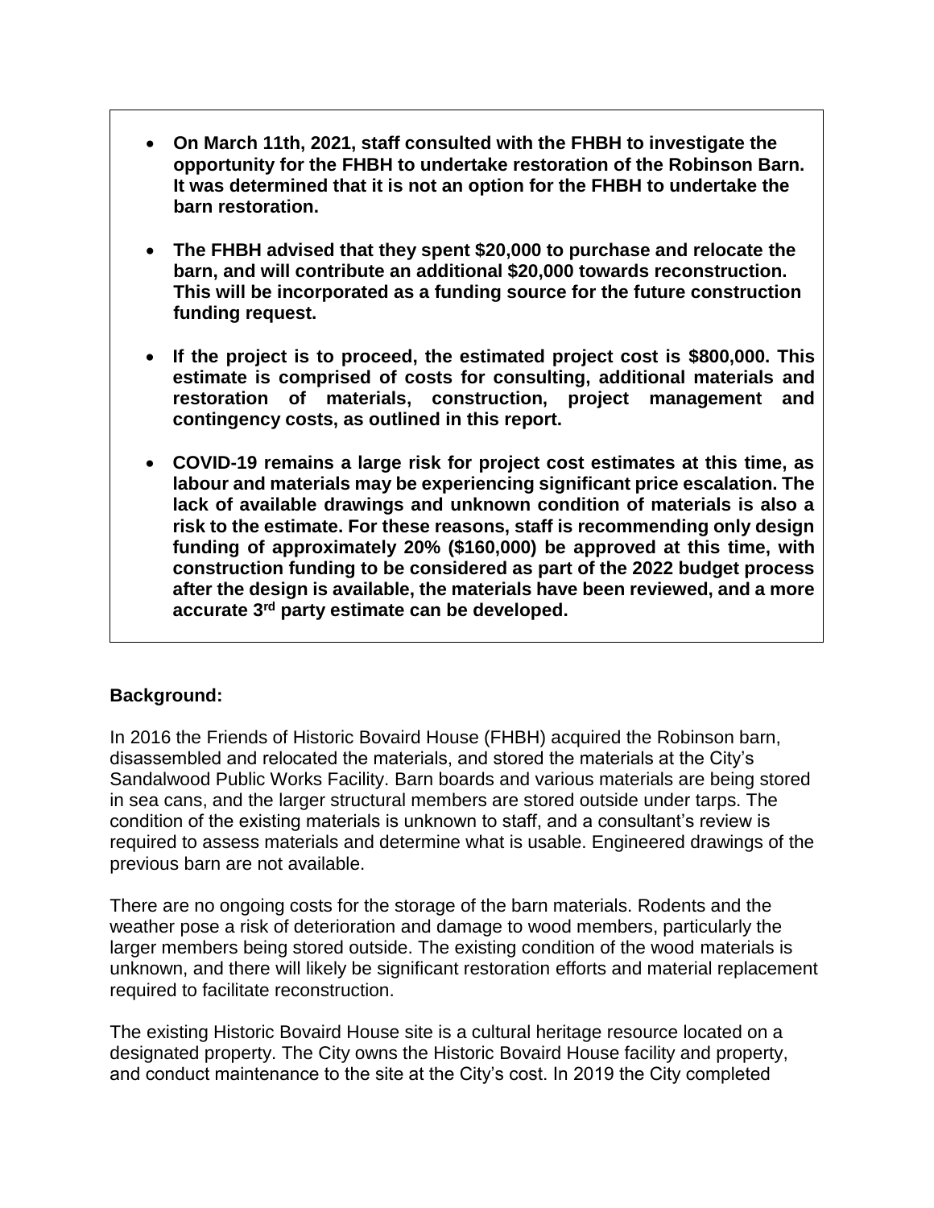- **On March 11th, 2021, staff consulted with the FHBH to investigate the opportunity for the FHBH to undertake restoration of the Robinson Barn. It was determined that it is not an option for the FHBH to undertake the barn restoration.**

- **The FHBH advised that they spent $20,000 to purchase and relocate the barn, and will contribute an additional $20,000 towards reconstruction. This will be incorporated as a funding source for the future construction funding request.**

- **If the project is to proceed, the estimated project cost is $800,000. This estimate is comprised of costs for consulting, additional materials and restoration of materials, construction, project management and contingency costs, as outlined in this report.**

- **COVID-19 remains a large risk for project cost estimates at this time, as labour and materials may be experiencing significant price escalation. The lack of available drawings and unknown condition of materials is also a risk to the estimate. For these reasons, staff is recommending only design funding of approximately 20% ($160,000) be approved at this time, with construction funding to be considered as part of the 2022 budget process after the design is available, the materials have been reviewed, and a more accurate 3rd party estimate can be developed.**

**Background:**

In 2016 the Friends of Historic Bovaird House (FHBH) acquired the Robinson barn, disassembled and relocated the materials, and stored the materials at the City's Sandalwood Public Works Facility. Barn boards and various materials are being stored in sea cans, and the larger structural members are stored outside under tarps. The condition of the existing materials is unknown to staff, and a consultant's review is required to assess materials and determine what is usable. Engineered drawings of the previous barn are not available.

There are no ongoing costs for the storage of the barn materials. Rodents and the weather pose a risk of deterioration and damage to wood members, particularly the larger members being stored outside. The existing condition of the wood materials is unknown, and there will likely be significant restoration efforts and material replacement required to facilitate reconstruction.

The existing Historic Bovaird House site is a cultural heritage resource located on a designated property. The City owns the Historic Bovaird House facility and property, and conduct maintenance to the site at the City's cost. In 2019 the City completed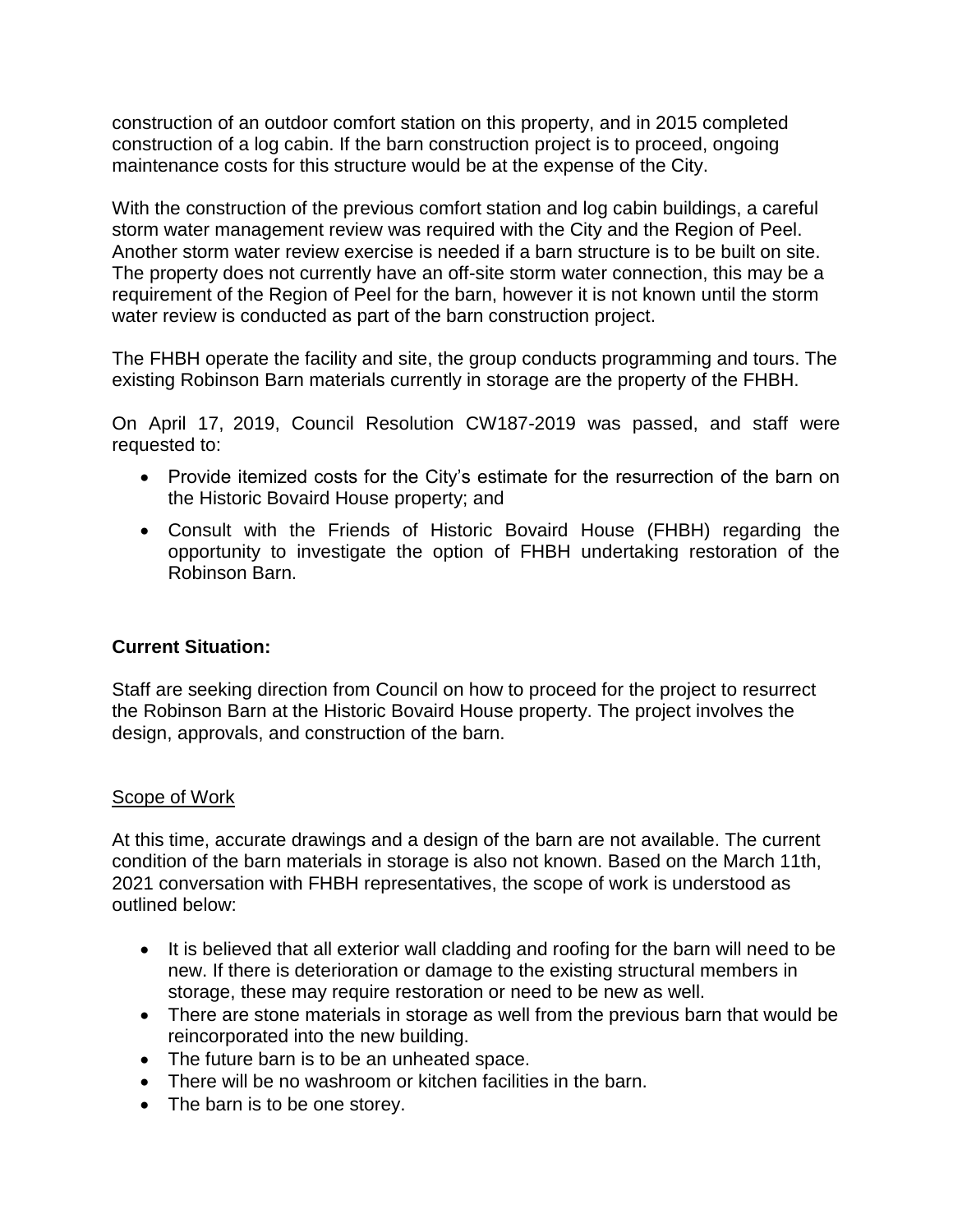construction of an outdoor comfort station on this property, and in 2015 completed construction of a log cabin. If the barn construction project is to proceed, ongoing maintenance costs for this structure would be at the expense of the City.

With the construction of the previous comfort station and log cabin buildings, a careful storm water management review was required with the City and the Region of Peel. Another storm water review exercise is needed if a barn structure is to be built on site. The property does not currently have an off-site storm water connection, this may be a requirement of the Region of Peel for the barn, however it is not known until the storm water review is conducted as part of the barn construction project.

The FHBH operate the facility and site, the group conducts programming and tours. The existing Robinson Barn materials currently in storage are the property of the FHBH.

On April 17, 2019, Council Resolution CW187-2019 was passed, and staff were requested to:

- Provide itemized costs for the City's estimate for the resurrection of the barn on the Historic Bovaird House property; and
- Consult with the Friends of Historic Bovaird House (FHBH) regarding the opportunity to investigate the option of FHBH undertaking restoration of the Robinson Barn.

**Current Situation:**

Staff are seeking direction from Council on how to proceed for the project to resurrect the Robinson Barn at the Historic Bovaird House property. The project involves the design, approvals, and construction of the barn.

Scope of Work

At this time, accurate drawings and a design of the barn are not available. The current condition of the barn materials in storage is also not known. Based on the March 11th, 2021 conversation with FHBH representatives, the scope of work is understood as outlined below:

- It is believed that all exterior wall cladding and roofing for the barn will need to be new. If there is deterioration or damage to the existing structural members in storage, these may require restoration or need to be new as well.
- There are stone materials in storage as well from the previous barn that would be reincorporated into the new building.
- The future barn is to be an unheated space.
- There will be no washroom or kitchen facilities in the barn.
- The barn is to be one storey.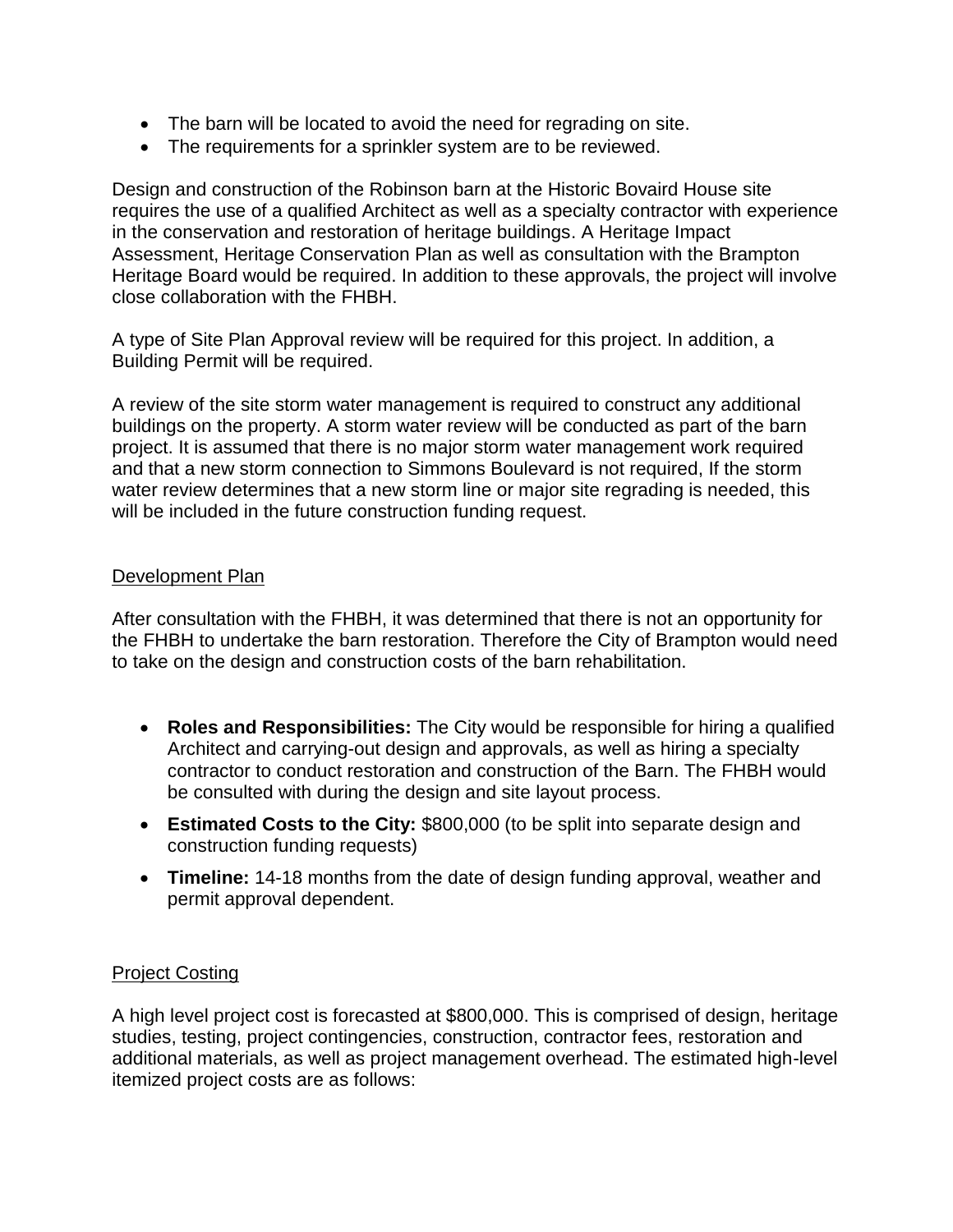- The barn will be located to avoid the need for regrading on site.
- The requirements for a sprinkler system are to be reviewed.

Design and construction of the Robinson barn at the Historic Bovaird House site requires the use of a qualified Architect as well as a specialty contractor with experience in the conservation and restoration of heritage buildings. A Heritage Impact Assessment, Heritage Conservation Plan as well as consultation with the Brampton Heritage Board would be required. In addition to these approvals, the project will involve close collaboration with the FHBH.

A type of Site Plan Approval review will be required for this project. In addition, a Building Permit will be required.

A review of the site storm water management is required to construct any additional buildings on the property. A storm water review will be conducted as part of the barn project. It is assumed that there is no major storm water management work required and that a new storm connection to Simmons Boulevard is not required, If the storm water review determines that a new storm line or major site regrading is needed, this will be included in the future construction funding request.

<u>Development Plan</u>

After consultation with the FHBH, it was determined that there is not an opportunity for the FHBH to undertake the barn restoration. Therefore the City of Brampton would need to take on the design and construction costs of the barn rehabilitation.

- **Roles and Responsibilities:** The City would be responsible for hiring a qualified Architect and carrying-out design and approvals, as well as hiring a specialty contractor to conduct restoration and construction of the Barn. The FHBH would be consulted with during the design and site layout process.
- **Estimated Costs to the City:** $800,000 (to be split into separate design and construction funding requests)
- **Timeline:** 14-18 months from the date of design funding approval, weather and permit approval dependent.

<u>Project Costing</u>

A high level project cost is forecasted at $800,000. This is comprised of design, heritage studies, testing, project contingencies, construction, contractor fees, restoration and additional materials, as well as project management overhead. The estimated high-level itemized project costs are as follows: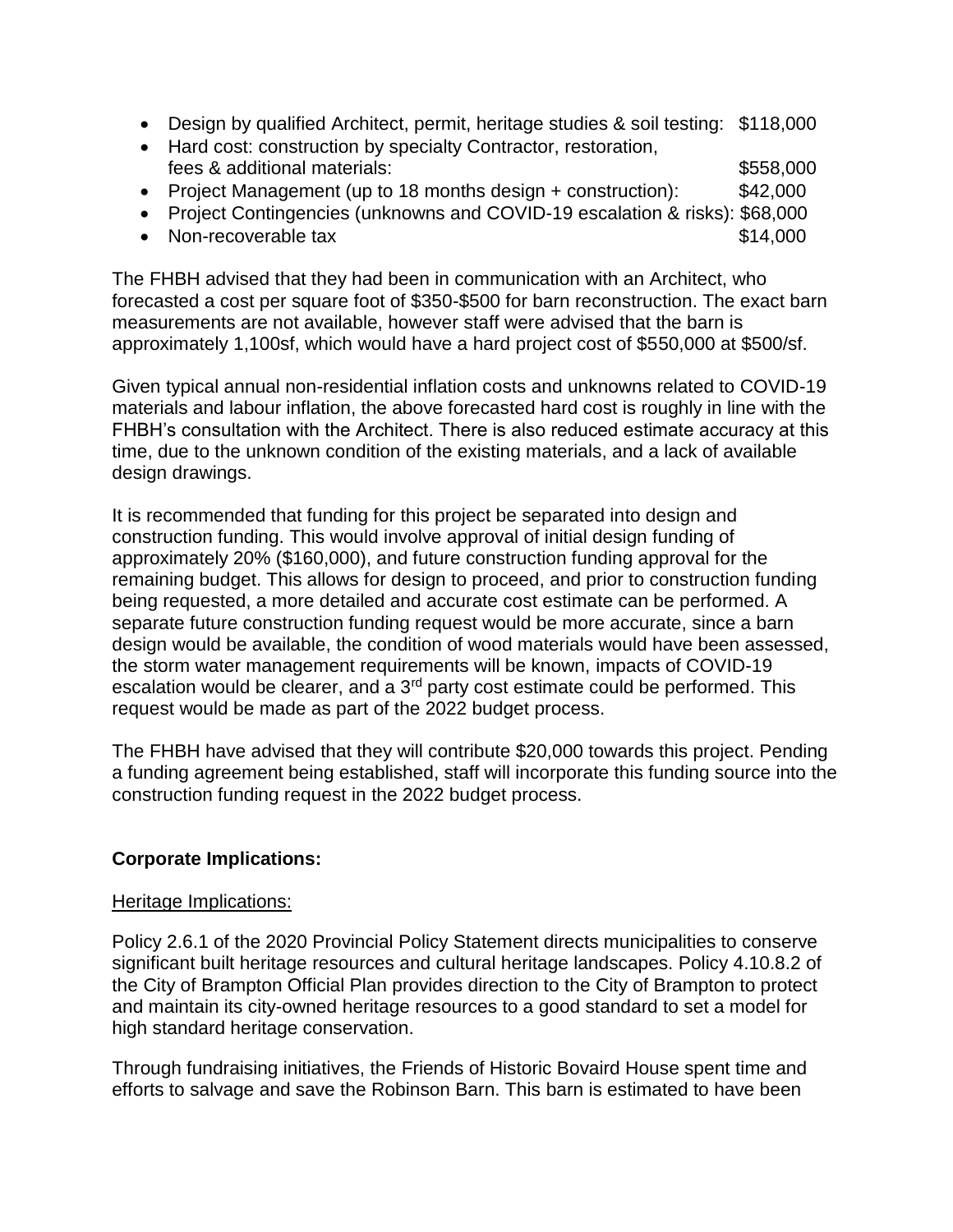- Design by qualified Architect, permit, heritage studies & soil testing: $118,000
- Hard cost: construction by specialty Contractor, restoration, fees & additional materials: $558,000
- Project Management (up to 18 months design + construction): $42,000
- Project Contingencies (unknowns and COVID-19 escalation & risks): $68,000
- Non-recoverable tax $14,000

The FHBH advised that they had been in communication with an Architect, who forecasted a cost per square foot of $350-$500 for barn reconstruction. The exact barn measurements are not available, however staff were advised that the barn is approximately 1,100sf, which would have a hard project cost of $550,000 at $500/sf.

Given typical annual non-residential inflation costs and unknowns related to COVID-19 materials and labour inflation, the above forecasted hard cost is roughly in line with the FHBH's consultation with the Architect. There is also reduced estimate accuracy at this time, due to the unknown condition of the existing materials, and a lack of available design drawings.

It is recommended that funding for this project be separated into design and construction funding. This would involve approval of initial design funding of approximately 20% ($160,000), and future construction funding approval for the remaining budget. This allows for design to proceed, and prior to construction funding being requested, a more detailed and accurate cost estimate can be performed. A separate future construction funding request would be more accurate, since a barn design would be available, the condition of wood materials would have been assessed, the storm water management requirements will be known, impacts of COVID-19 escalation would be clearer, and a 3rd party cost estimate could be performed. This request would be made as part of the 2022 budget process.

The FHBH have advised that they will contribute $20,000 towards this project. Pending a funding agreement being established, staff will incorporate this funding source into the construction funding request in the 2022 budget process.

**Corporate Implications:**

Heritage Implications:

Policy 2.6.1 of the 2020 Provincial Policy Statement directs municipalities to conserve significant built heritage resources and cultural heritage landscapes. Policy 4.10.8.2 of the City of Brampton Official Plan provides direction to the City of Brampton to protect and maintain its city-owned heritage resources to a good standard to set a model for high standard heritage conservation.

Through fundraising initiatives, the Friends of Historic Bovaird House spent time and efforts to salvage and save the Robinson Barn. This barn is estimated to have been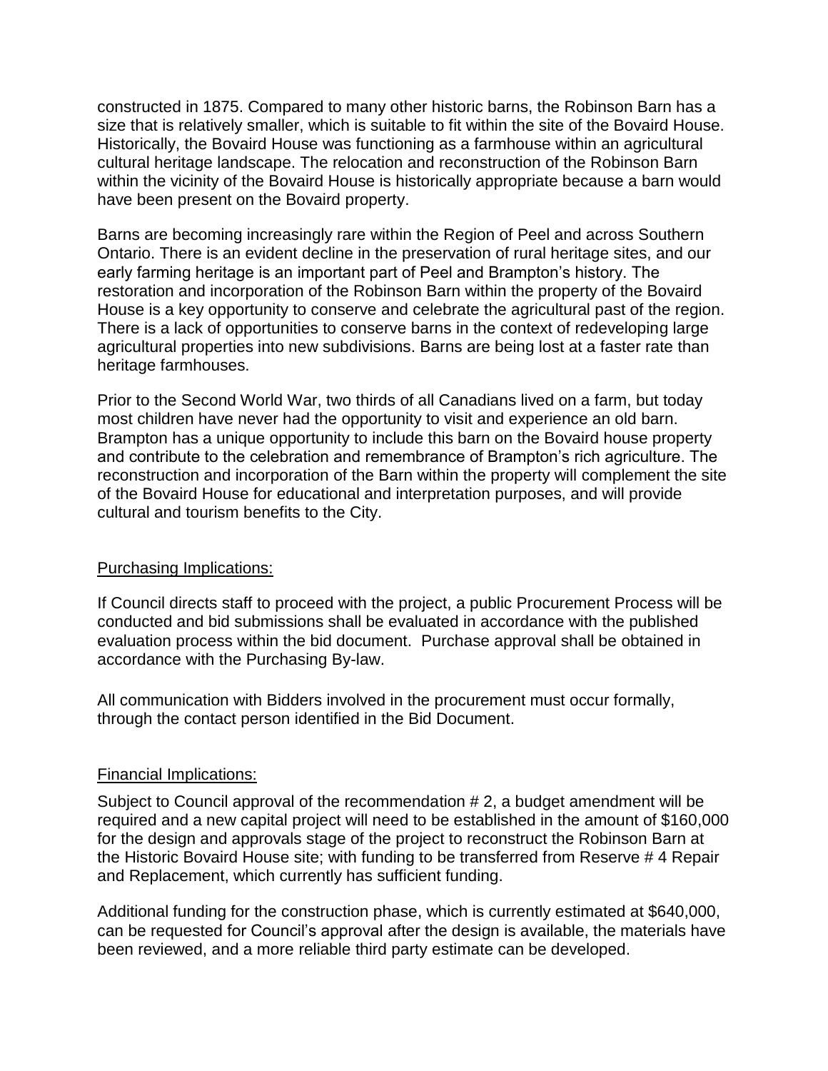constructed in 1875. Compared to many other historic barns, the Robinson Barn has a size that is relatively smaller, which is suitable to fit within the site of the Bovaird House. Historically, the Bovaird House was functioning as a farmhouse within an agricultural cultural heritage landscape. The relocation and reconstruction of the Robinson Barn within the vicinity of the Bovaird House is historically appropriate because a barn would have been present on the Bovaird property.

Barns are becoming increasingly rare within the Region of Peel and across Southern Ontario. There is an evident decline in the preservation of rural heritage sites, and our early farming heritage is an important part of Peel and Brampton's history. The restoration and incorporation of the Robinson Barn within the property of the Bovaird House is a key opportunity to conserve and celebrate the agricultural past of the region. There is a lack of opportunities to conserve barns in the context of redeveloping large agricultural properties into new subdivisions. Barns are being lost at a faster rate than heritage farmhouses.

Prior to the Second World War, two thirds of all Canadians lived on a farm, but today most children have never had the opportunity to visit and experience an old barn. Brampton has a unique opportunity to include this barn on the Bovaird house property and contribute to the celebration and remembrance of Brampton's rich agriculture. The reconstruction and incorporation of the Barn within the property will complement the site of the Bovaird House for educational and interpretation purposes, and will provide cultural and tourism benefits to the City.

Purchasing Implications:

If Council directs staff to proceed with the project, a public Procurement Process will be conducted and bid submissions shall be evaluated in accordance with the published evaluation process within the bid document. Purchase approval shall be obtained in accordance with the Purchasing By-law.

All communication with Bidders involved in the procurement must occur formally, through the contact person identified in the Bid Document.

Financial Implications:

Subject to Council approval of the recommendation # 2, a budget amendment will be required and a new capital project will need to be established in the amount of $160,000 for the design and approvals stage of the project to reconstruct the Robinson Barn at the Historic Bovaird House site; with funding to be transferred from Reserve # 4 Repair and Replacement, which currently has sufficient funding.

Additional funding for the construction phase, which is currently estimated at $640,000, can be requested for Council's approval after the design is available, the materials have been reviewed, and a more reliable third party estimate can be developed.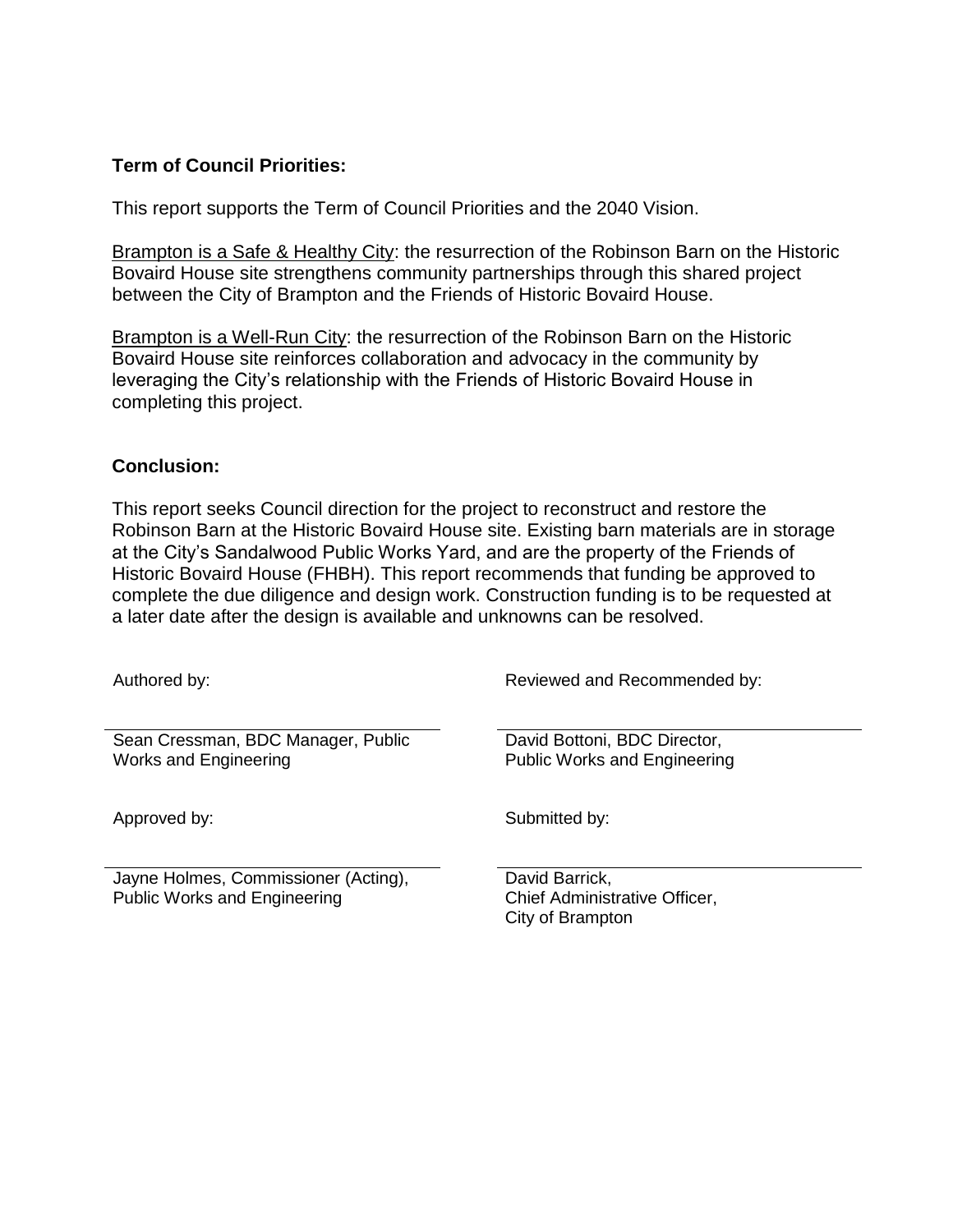**Term of Council Priorities:**

This report supports the Term of Council Priorities and the 2040 Vision.

<u>Brampton is a Safe & Healthy City</u>: the resurrection of the Robinson Barn on the Historic Bovaird House site strengthens community partnerships through this shared project between the City of Brampton and the Friends of Historic Bovaird House.

<u>Brampton is a Well-Run City</u>: the resurrection of the Robinson Barn on the Historic Bovaird House site reinforces collaboration and advocacy in the community by leveraging the City's relationship with the Friends of Historic Bovaird House in completing this project.

**Conclusion:**

This report seeks Council direction for the project to reconstruct and restore the Robinson Barn at the Historic Bovaird House site. Existing barn materials are in storage at the City's Sandalwood Public Works Yard, and are the property of the Friends of Historic Bovaird House (FHBH). This report recommends that funding be approved to complete the due diligence and design work. Construction funding is to be requested at a later date after the design is available and unknowns can be resolved.

Authored by:

Sean Cressman, BDC Manager, Public Works and Engineering

Reviewed and Recommended by:

David Bottoni, BDC Director, Public Works and Engineering

Approved by:

Jayne Holmes, Commissioner (Acting), Public Works and Engineering

Submitted by:

David Barrick, Chief Administrative Officer, City of Brampton